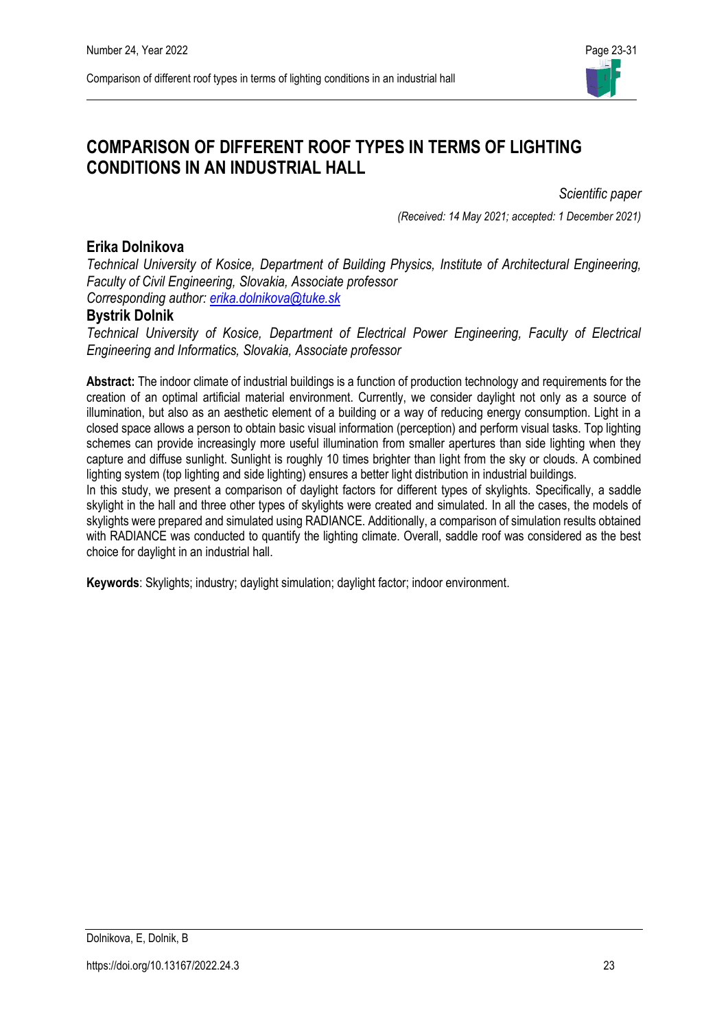# COMPARISON OF DIFFERENT ROOF TYPES IN TERMS OF LIGHTING CONDITIONS IN AN INDUSTRIAL HALL

*Scientific paper*

*(Received: 14 May 2021; accepted: 1 December 2021)*

## Erika Dolnikova

*Technical University of Kosice, Department of Building Physics, Institute of Architectural Engineering, Faculty of Civil Engineering, Slovakia, Associate professor*
*Corresponding author: erika.dolnikova@tuke.sk*

## Bystrik Dolnik

*Technical University of Kosice, Department of Electrical Power Engineering, Faculty of Electrical Engineering and Informatics, Slovakia, Associate professor*

**Abstract:** The indoor climate of industrial buildings is a function of production technology and requirements for the creation of an optimal artificial material environment. Currently, we consider daylight not only as a source of illumination, but also as an aesthetic element of a building or a way of reducing energy consumption. Light in a closed space allows a person to obtain basic visual information (perception) and perform visual tasks. Top lighting schemes can provide increasingly more useful illumination from smaller apertures than side lighting when they capture and diffuse sunlight. Sunlight is roughly 10 times brighter than light from the sky or clouds. A combined lighting system (top lighting and side lighting) ensures a better light distribution in industrial buildings.
In this study, we present a comparison of daylight factors for different types of skylights. Specifically, a saddle skylight in the hall and three other types of skylights were created and simulated. In all the cases, the models of skylights were prepared and simulated using RADIANCE. Additionally, a comparison of simulation results obtained with RADIANCE was conducted to quantify the lighting climate. Overall, saddle roof was considered as the best choice for daylight in an industrial hall.

**Keywords**: Skylights; industry; daylight simulation; daylight factor; indoor environment.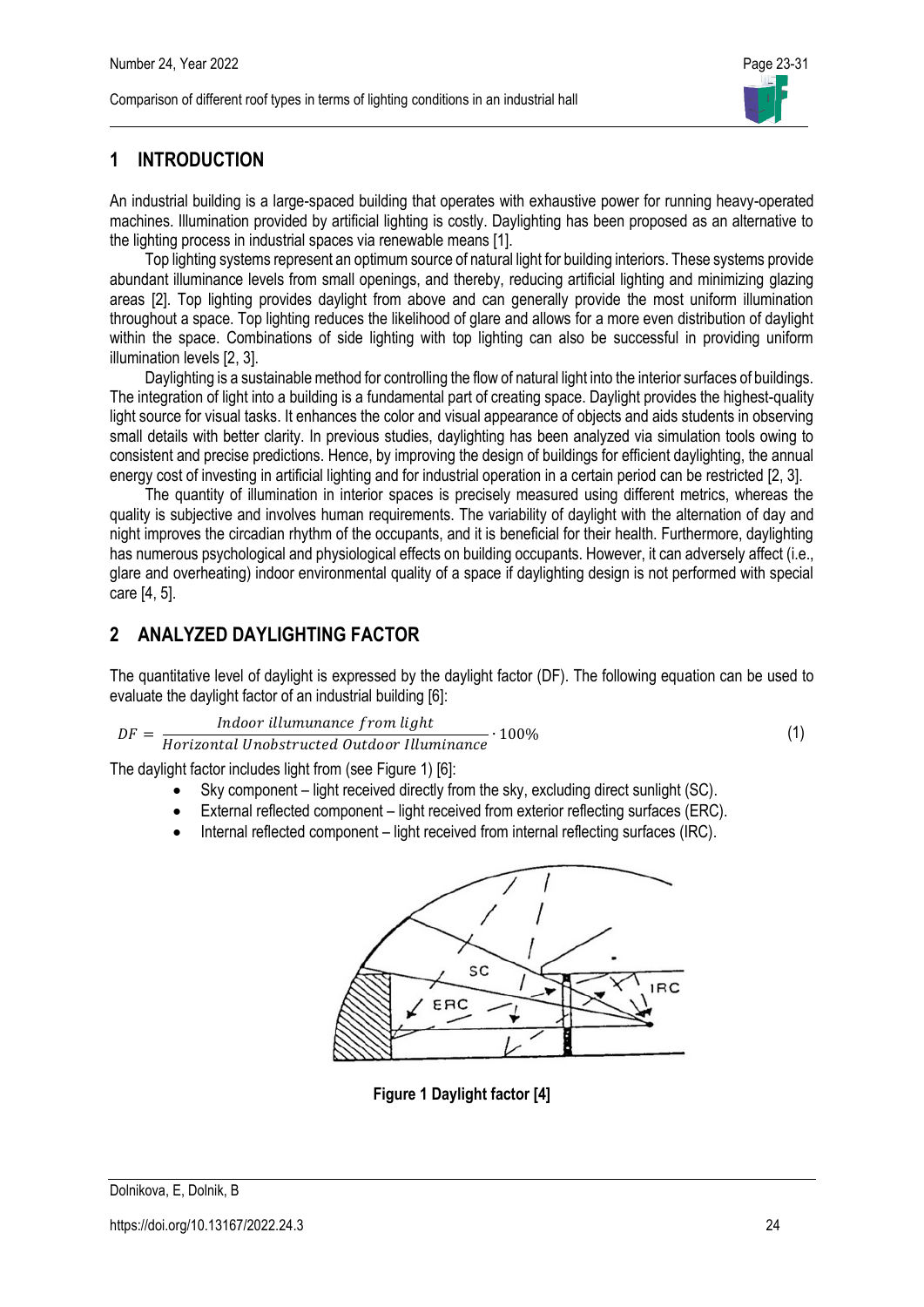## 1 INTRODUCTION

An industrial building is a large-spaced building that operates with exhaustive power for running heavy-operated machines. Illumination provided by artificial lighting is costly. Daylighting has been proposed as an alternative to the lighting process in industrial spaces via renewable means [1].

Top lighting systems represent an optimum source of natural light for building interiors. These systems provide abundant illuminance levels from small openings, and thereby, reducing artificial lighting and minimizing glazing areas [2]. Top lighting provides daylight from above and can generally provide the most uniform illumination throughout a space. Top lighting reduces the likelihood of glare and allows for a more even distribution of daylight within the space. Combinations of side lighting with top lighting can also be successful in providing uniform illumination levels [2, 3].

Daylighting is a sustainable method for controlling the flow of natural light into the interior surfaces of buildings. The integration of light into a building is a fundamental part of creating space. Daylight provides the highest-quality light source for visual tasks. It enhances the color and visual appearance of objects and aids students in observing small details with better clarity. In previous studies, daylighting has been analyzed via simulation tools owing to consistent and precise predictions. Hence, by improving the design of buildings for efficient daylighting, the annual energy cost of investing in artificial lighting and for industrial operation in a certain period can be restricted [2, 3].

The quantity of illumination in interior spaces is precisely measured using different metrics, whereas the quality is subjective and involves human requirements. The variability of daylight with the alternation of day and night improves the circadian rhythm of the occupants, and it is beneficial for their health. Furthermore, daylighting has numerous psychological and physiological effects on building occupants. However, it can adversely affect (i.e., glare and overheating) indoor environmental quality of a space if daylighting design is not performed with special care [4, 5].

## 2 ANALYZED DAYLIGHTING FACTOR

The quantitative level of daylight is expressed by the daylight factor (DF). The following equation can be used to evaluate the daylight factor of an industrial building [6]:

$$DF = \frac{Indoor\ illumunance\ from\ light}{Horizontal\ Unobstructed\ Outdoor\ Illuminance} \cdot 100\% \tag{1}$$

The daylight factor includes light from (see Figure 1) [6]:

- Sky component – light received directly from the sky, excluding direct sunlight (SC).
- External reflected component – light received from exterior reflecting surfaces (ERC).
- Internal reflected component – light received from internal reflecting surfaces (IRC).

**Figure 1 Daylight factor [4]**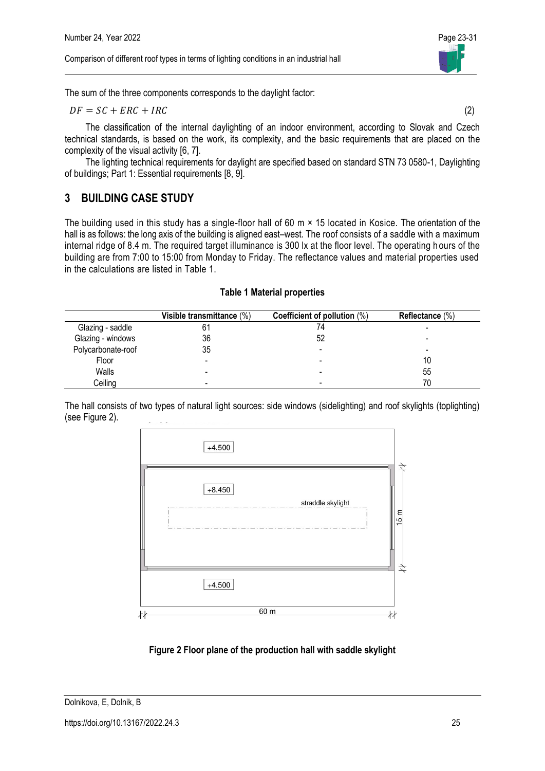The sum of the three components corresponds to the daylight factor:

$$DF = SC + ERC + IRC \quad (2)$$

The classification of the internal daylighting of an indoor environment, according to Slovak and Czech technical standards, is based on the work, its complexity, and the basic requirements that are placed on the complexity of the visual activity [6, 7].

The lighting technical requirements for daylight are specified based on standard STN 73 0580-1, Daylighting of buildings; Part 1: Essential requirements [8, 9].

## 3 BUILDING CASE STUDY

The building used in this study has a single-floor hall of 60 m × 15 located in Kosice. The orientation of the hall is as follows: the long axis of the building is aligned east–west. The roof consists of a saddle with a maximum internal ridge of 8.4 m. The required target illuminance is 300 lx at the floor level. The operating hours of the building are from 7:00 to 15:00 from Monday to Friday. The reflectance values and material properties used in the calculations are listed in Table 1.

**Table 1 Material properties**

| | Visible transmittance (%) | Coefficient of pollution (%) | Reflectance (%) |
|---|---|---|---|
| Glazing - saddle | 61 | 74 | - |
| Glazing - windows | 36 | 52 | - |
| Polycarbonate-roof | 35 | - | - |
| Floor | - | - | 10 |
| Walls | - | - | 55 |
| Ceiling | - | - | 70 |

The hall consists of two types of natural light sources: side windows (sidelighting) and roof skylights (toplighting) (see Figure 2).

+4.500

+8.450

straddle skylight

15 m

+4.500

60 m

**Figure 2 Floor plane of the production hall with saddle skylight**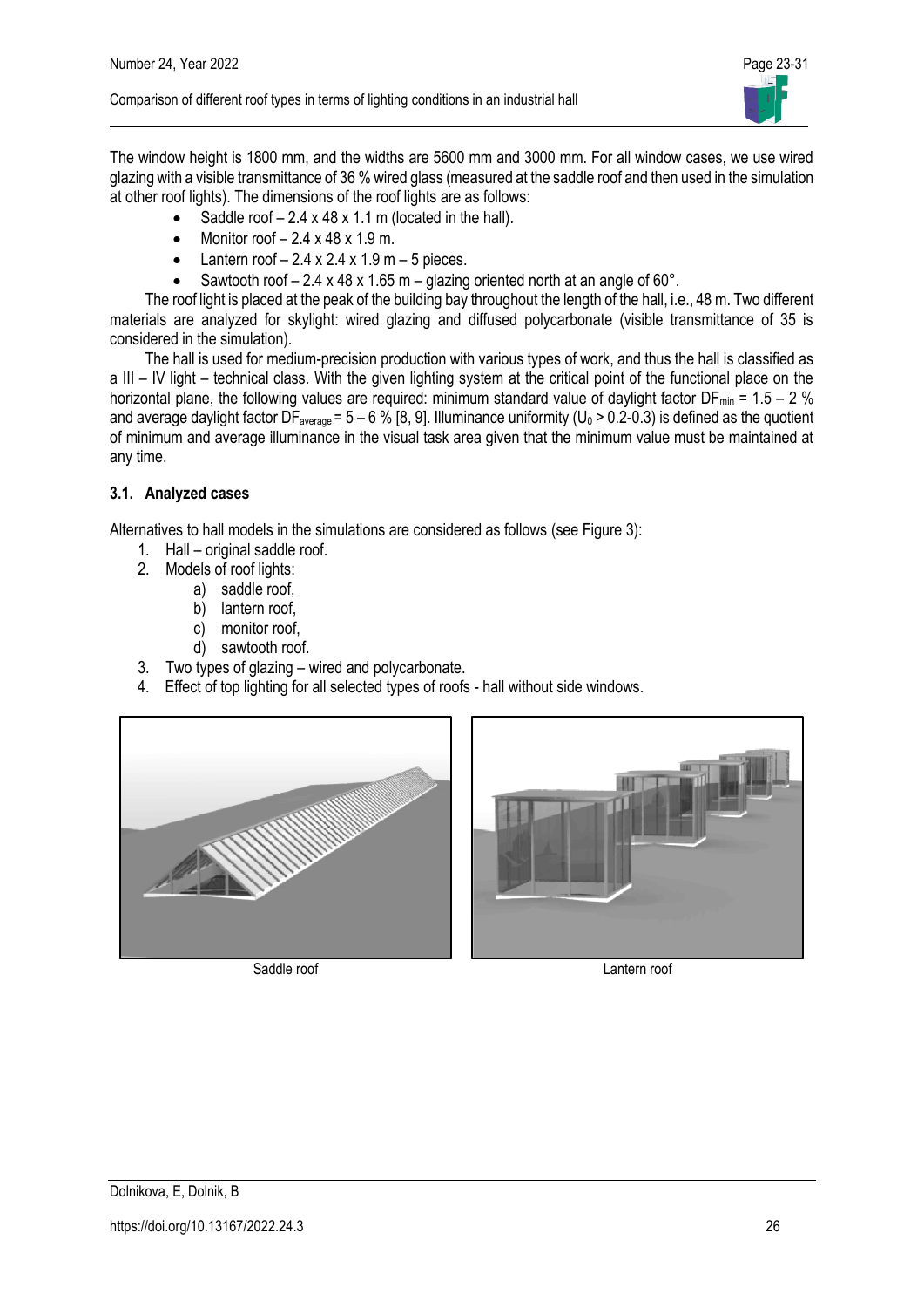The window height is 1800 mm, and the widths are 5600 mm and 3000 mm. For all window cases, we use wired glazing with a visible transmittance of 36 % wired glass (measured at the saddle roof and then used in the simulation at other roof lights). The dimensions of the roof lights are as follows:

- Saddle roof – 2.4 x 48 x 1.1 m (located in the hall).
- Monitor roof – 2.4 x 48 x 1.9 m.
- Lantern roof – 2.4 x 2.4 x 1.9 m – 5 pieces.
- Sawtooth roof – 2.4 x 48 x 1.65 m – glazing oriented north at an angle of 60°.

The roof light is placed at the peak of the building bay throughout the length of the hall, i.e., 48 m. Two different materials are analyzed for skylight: wired glazing and diffused polycarbonate (visible transmittance of 35 is considered in the simulation).

The hall is used for medium-precision production with various types of work, and thus the hall is classified as a III – IV light – technical class. With the given lighting system at the critical point of the functional place on the horizontal plane, the following values are required: minimum standard value of daylight factor $DF_{min}$ = 1.5 – 2 % and average daylight factor $DF_{average}$ = 5 – 6 % [8, 9]. Illuminance uniformity ($U_0$ > 0.2-0.3) is defined as the quotient of minimum and average illuminance in the visual task area given that the minimum value must be maintained at any time.

### 3.1. Analyzed cases

Alternatives to hall models in the simulations are considered as follows (see Figure 3):

1. Hall – original saddle roof.
2. Models of roof lights:
   a) saddle roof,
   b) lantern roof,
   c) monitor roof,
   d) sawtooth roof.
3. Two types of glazing – wired and polycarbonate.
4. Effect of top lighting for all selected types of roofs - hall without side windows.

Saddle roof

Lantern roof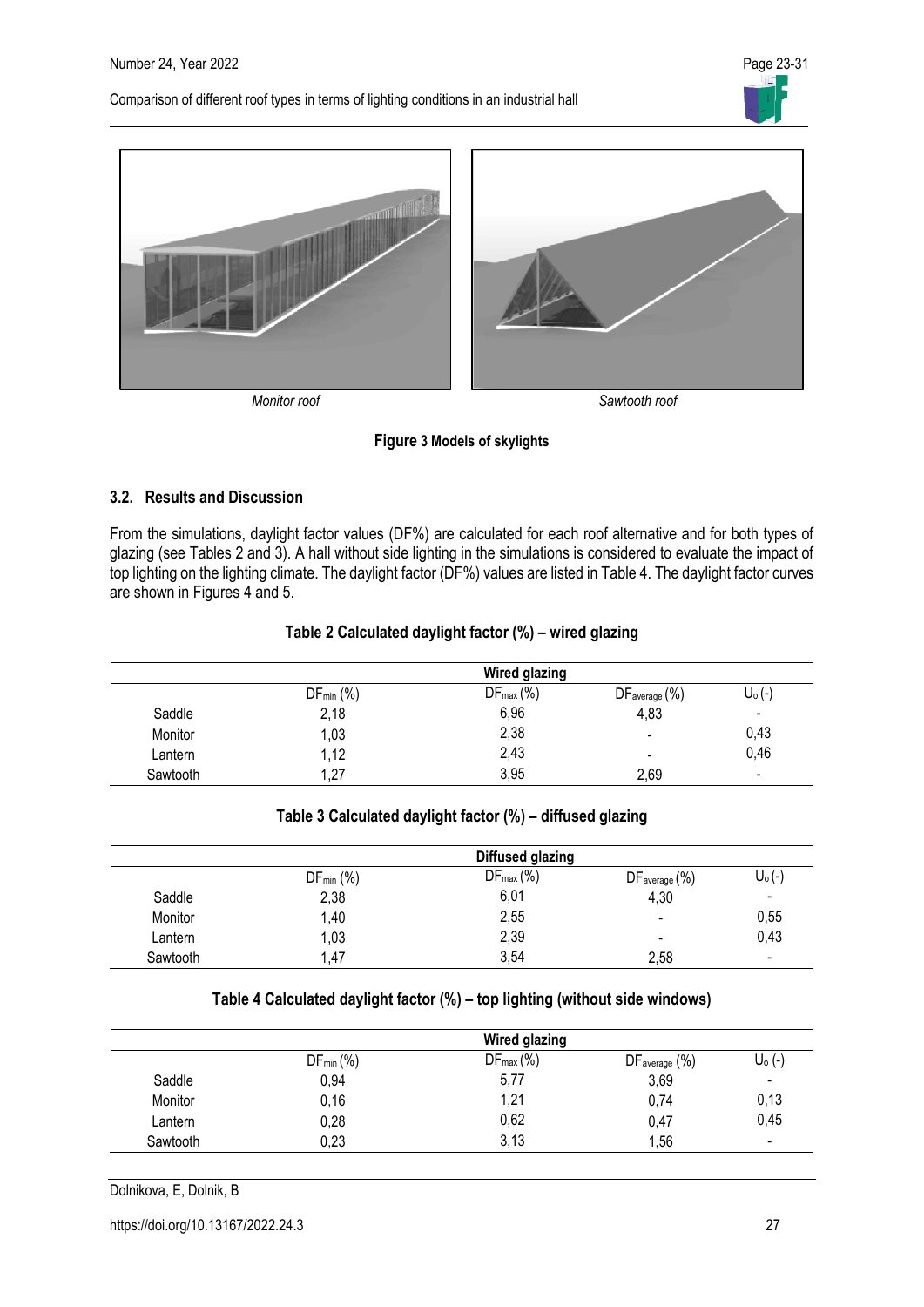*Monitor roof* *Sawtooth roof*

**Figure 3 Models of skylights**

### 3.2. Results and Discussion

From the simulations, daylight factor values (DF%) are calculated for each roof alternative and for both types of glazing (see Tables 2 and 3). A hall without side lighting in the simulations is considered to evaluate the impact of top lighting on the lighting climate. The daylight factor (DF%) values are listed in Table 4. The daylight factor curves are shown in Figures 4 and 5.

**Table 2 Calculated daylight factor (%) – wired glazing**

| | Wired glazing | | | |
|---|---|---|---|---|
| | $DF_{min}$ (%) | $DF_{max}$ (%) | $DF_{average}$ (%) | $U_o$ (-) |
| Saddle | 2,18 | 6,96 | 4,83 | - |
| Monitor | 1,03 | 2,38 | - | 0,43 |
| Lantern | 1,12 | 2,43 | - | 0,46 |
| Sawtooth | 1,27 | 3,95 | 2,69 | - |

**Table 3 Calculated daylight factor (%) – diffused glazing**

| | Diffused glazing | | | |
|---|---|---|---|---|
| | $DF_{min}$ (%) | $DF_{max}$ (%) | $DF_{average}$ (%) | $U_o$ (-) |
| Saddle | 2,38 | 6,01 | 4,30 | - |
| Monitor | 1,40 | 2,55 | - | 0,55 |
| Lantern | 1,03 | 2,39 | - | 0,43 |
| Sawtooth | 1,47 | 3,54 | 2,58 | - |

**Table 4 Calculated daylight factor (%) – top lighting (without side windows)**

| | Wired glazing | | | |
|---|---|---|---|---|
| | $DF_{min}$ (%) | $DF_{max}$ (%) | $DF_{average}$ (%) | $U_o$ (-) |
| Saddle | 0,94 | 5,77 | 3,69 | - |
| Monitor | 0,16 | 1,21 | 0,74 | 0,13 |
| Lantern | 0,28 | 0,62 | 0,47 | 0,45 |
| Sawtooth | 0,23 | 3,13 | 1,56 | - |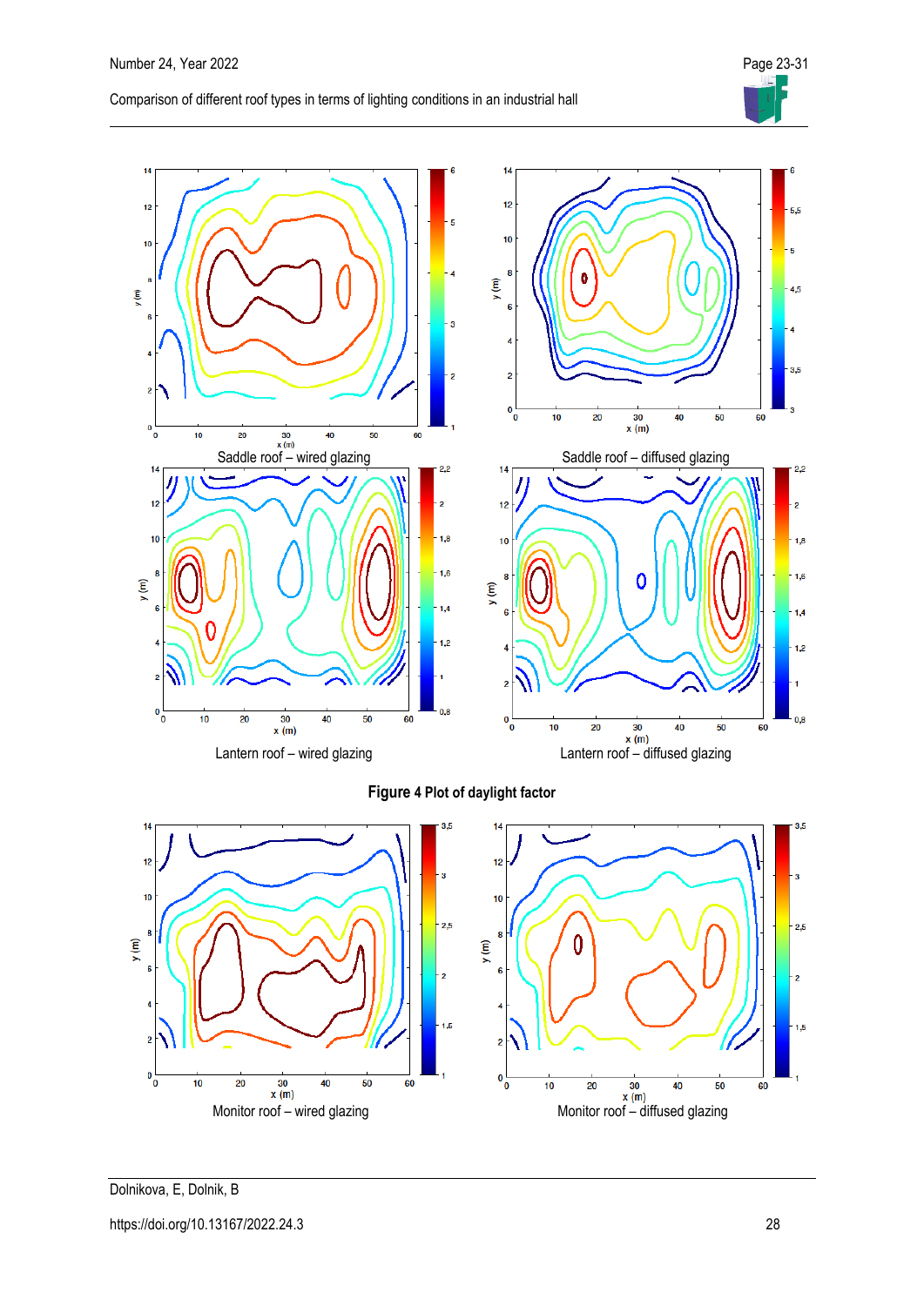Saddle roof – wired glazing

Saddle roof – diffused glazing

Lantern roof – wired glazing

Lantern roof – diffused glazing

**Figure 4** Plot of daylight factor

Monitor roof – wired glazing

Monitor roof – diffused glazing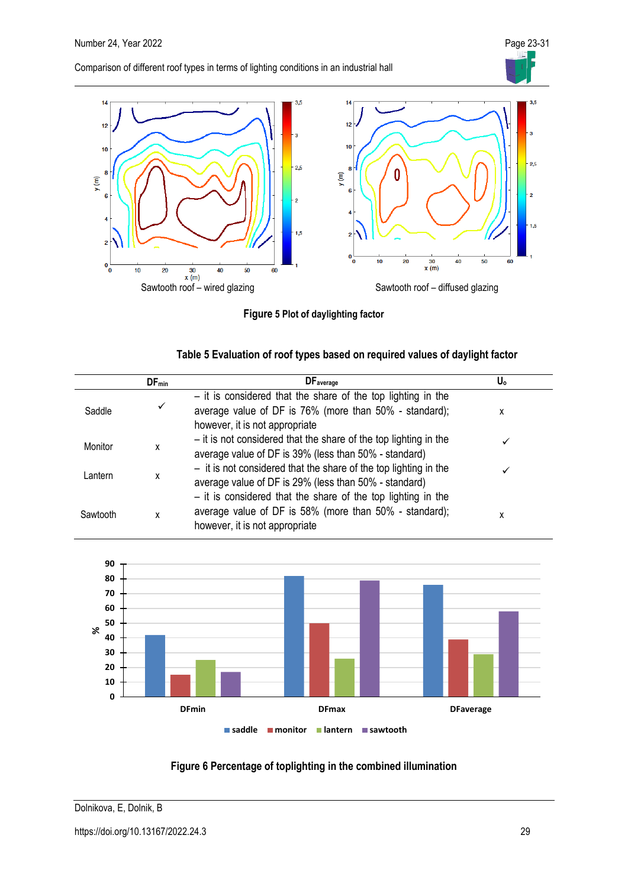Sawtooth roof – wired glazing

Sawtooth roof – diffused glazing

**Figure 5 Plot of daylighting factor**

**Table 5 Evaluation of roof types based on required values of daylight factor**

| | $DF_{min}$ | $DF_{average}$ | $U_o$ |
|---|---|---|---|
| Saddle | ✓ | – it is considered that the share of the top lighting in the average value of DF is 76% (more than 50% - standard); however, it is not appropriate | x |
| Monitor | x | – it is not considered that the share of the top lighting in the average value of DF is 39% (less than 50% - standard) | ✓ |
| Lantern | x | – it is not considered that the share of the top lighting in the average value of DF is 29% (less than 50% - standard) | ✓ |
| Sawtooth | x | – it is considered that the share of the top lighting in the average value of DF is 58% (more than 50% - standard); however, it is not appropriate | x |

**Figure 6 Percentage of toplighting in the combined illumination**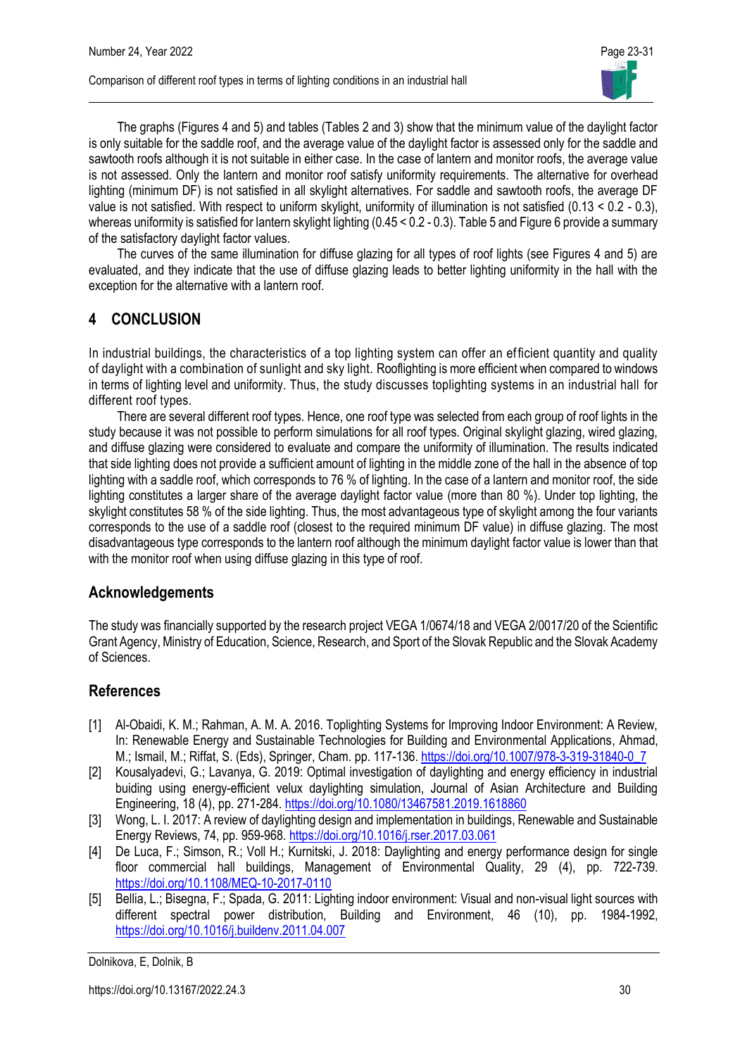The graphs (Figures 4 and 5) and tables (Tables 2 and 3) show that the minimum value of the daylight factor is only suitable for the saddle roof, and the average value of the daylight factor is assessed only for the saddle and sawtooth roofs although it is not suitable in either case. In the case of lantern and monitor roofs, the average value is not assessed. Only the lantern and monitor roof satisfy uniformity requirements. The alternative for overhead lighting (minimum DF) is not satisfied in all skylight alternatives. For saddle and sawtooth roofs, the average DF value is not satisfied. With respect to uniform skylight, uniformity of illumination is not satisfied (0.13 < 0.2 - 0.3), whereas uniformity is satisfied for lantern skylight lighting (0.45 < 0.2 - 0.3). Table 5 and Figure 6 provide a summary of the satisfactory daylight factor values.

The curves of the same illumination for diffuse glazing for all types of roof lights (see Figures 4 and 5) are evaluated, and they indicate that the use of diffuse glazing leads to better lighting uniformity in the hall with the exception for the alternative with a lantern roof.

## 4 CONCLUSION

In industrial buildings, the characteristics of a top lighting system can offer an efficient quantity and quality of daylight with a combination of sunlight and sky light. Rooflighting is more efficient when compared to windows in terms of lighting level and uniformity. Thus, the study discusses toplighting systems in an industrial hall for different roof types.

There are several different roof types. Hence, one roof type was selected from each group of roof lights in the study because it was not possible to perform simulations for all roof types. Original skylight glazing, wired glazing, and diffuse glazing were considered to evaluate and compare the uniformity of illumination. The results indicated that side lighting does not provide a sufficient amount of lighting in the middle zone of the hall in the absence of top lighting with a saddle roof, which corresponds to 76 % of lighting. In the case of a lantern and monitor roof, the side lighting constitutes a larger share of the average daylight factor value (more than 80 %). Under top lighting, the skylight constitutes 58 % of the side lighting. Thus, the most advantageous type of skylight among the four variants corresponds to the use of a saddle roof (closest to the required minimum DF value) in diffuse glazing. The most disadvantageous type corresponds to the lantern roof although the minimum daylight factor value is lower than that with the monitor roof when using diffuse glazing in this type of roof.

## Acknowledgements

The study was financially supported by the research project VEGA 1/0674/18 and VEGA 2/0017/20 of the Scientific Grant Agency, Ministry of Education, Science, Research, and Sport of the Slovak Republic and the Slovak Academy of Sciences.

## References

[1] Al-Obaidi, K. M.; Rahman, A. M. A. 2016. Toplighting Systems for Improving Indoor Environment: A Review, In: Renewable Energy and Sustainable Technologies for Building and Environmental Applications, Ahmad, M.; Ismail, M.; Riffat, S. (Eds), Springer, Cham. pp. 117-136. https://doi.org/10.1007/978-3-319-31840-0_7

[2] Kousalyadevi, G.; Lavanya, G. 2019: Optimal investigation of daylighting and energy efficiency in industrial buiding using energy-efficient velux daylighting simulation, Journal of Asian Architecture and Building Engineering, 18 (4), pp. 271-284. https://doi.org/10.1080/13467581.2019.1618860

[3] Wong, L. I. 2017: A review of daylighting design and implementation in buildings, Renewable and Sustainable Energy Reviews, 74, pp. 959-968. https://doi.org/10.1016/j.rser.2017.03.061

[4] De Luca, F.; Simson, R.; Voll H.; Kurnitski, J. 2018: Daylighting and energy performance design for single floor commercial hall buildings, Management of Environmental Quality, 29 (4), pp. 722-739. https://doi.org/10.1108/MEQ-10-2017-0110

[5] Bellia, L.; Bisegna, F.; Spada, G. 2011: Lighting indoor environment: Visual and non-visual light sources with different spectral power distribution, Building and Environment, 46 (10), pp. 1984-1992, https://doi.org/10.1016/j.buildenv.2011.04.007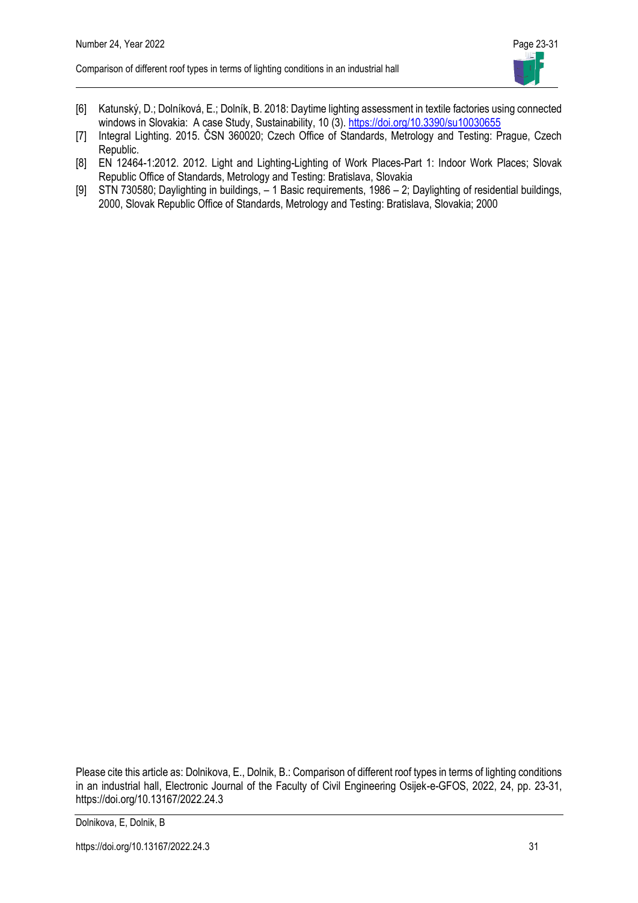[6] Katunský, D.; Dolníková, E.; Dolník, B. 2018: Daytime lighting assessment in textile factories using connected windows in Slovakia: A case Study, Sustainability, 10 (3). https://doi.org/10.3390/su10030655

[7] Integral Lighting. 2015. ČSN 360020; Czech Office of Standards, Metrology and Testing: Prague, Czech Republic.

[8] EN 12464-1:2012. 2012. Light and Lighting-Lighting of Work Places-Part 1: Indoor Work Places; Slovak Republic Office of Standards, Metrology and Testing: Bratislava, Slovakia

[9] STN 730580; Daylighting in buildings, – 1 Basic requirements, 1986 – 2; Daylighting of residential buildings, 2000, Slovak Republic Office of Standards, Metrology and Testing: Bratislava, Slovakia; 2000

Please cite this article as: Dolnikova, E., Dolnik, B.: Comparison of different roof types in terms of lighting conditions in an industrial hall, Electronic Journal of the Faculty of Civil Engineering Osijek-e-GFOS, 2022, 24, pp. 23-31, https://doi.org/10.13167/2022.24.3